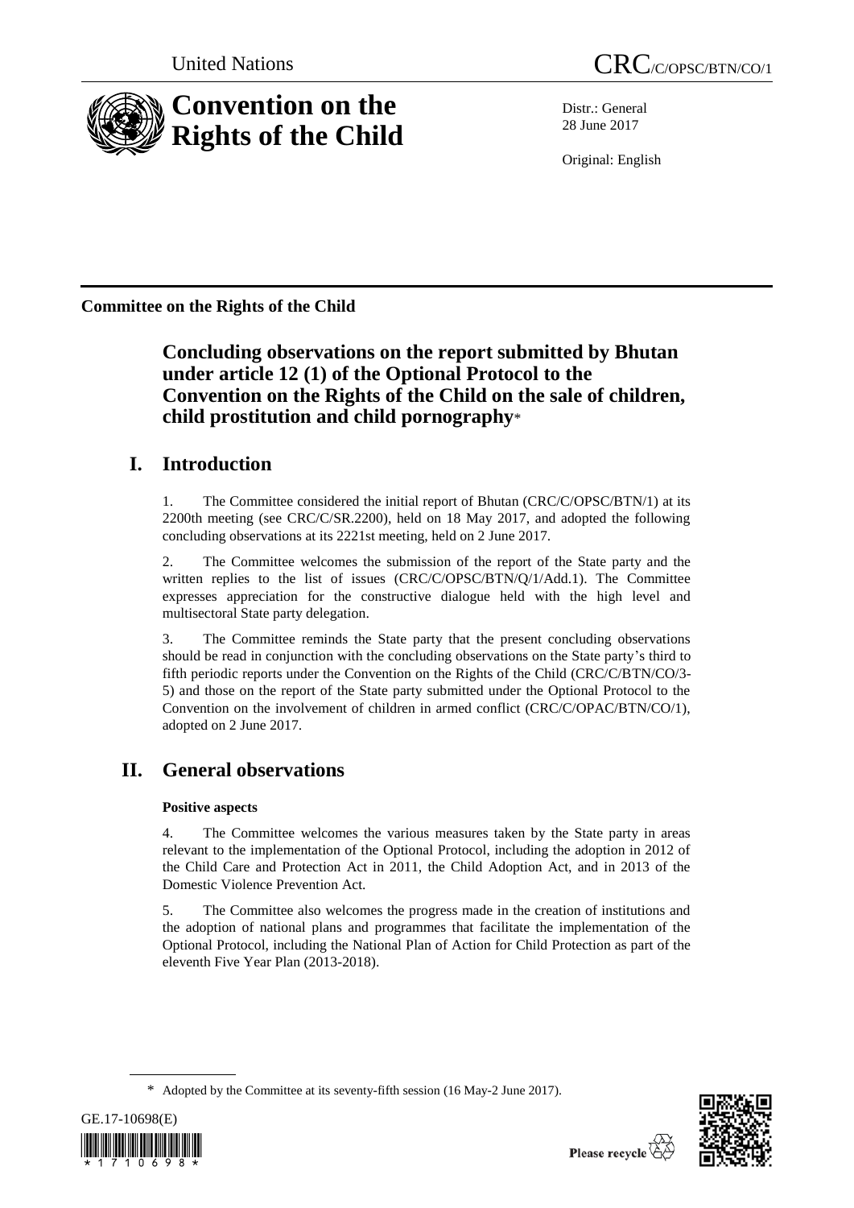United Nations

CRC/C/OPSC/BTN/CO/1

# Convention on the Rights of the Child

Distr.: General
28 June 2017

Original: English

**Committee on the Rights of the Child**

## Concluding observations on the report submitted by Bhutan under article 12 (1) of the Optional Protocol to the Convention on the Rights of the Child on the sale of children, child prostitution and child pornography*

## I. Introduction

1. The Committee considered the initial report of Bhutan (CRC/C/OPSC/BTN/1) at its 2200th meeting (see CRC/C/SR.2200), held on 18 May 2017, and adopted the following concluding observations at its 2221st meeting, held on 2 June 2017.

2. The Committee welcomes the submission of the report of the State party and the written replies to the list of issues (CRC/C/OPSC/BTN/Q/1/Add.1). The Committee expresses appreciation for the constructive dialogue held with the high level and multisectoral State party delegation.

3. The Committee reminds the State party that the present concluding observations should be read in conjunction with the concluding observations on the State party's third to fifth periodic reports under the Convention on the Rights of the Child (CRC/C/BTN/CO/3-5) and those on the report of the State party submitted under the Optional Protocol to the Convention on the involvement of children in armed conflict (CRC/C/OPAC/BTN/CO/1), adopted on 2 June 2017.

## II. General observations

### Positive aspects

4. The Committee welcomes the various measures taken by the State party in areas relevant to the implementation of the Optional Protocol, including the adoption in 2012 of the Child Care and Protection Act in 2011, the Child Adoption Act, and in 2013 of the Domestic Violence Prevention Act.

5. The Committee also welcomes the progress made in the creation of institutions and the adoption of national plans and programmes that facilitate the implementation of the Optional Protocol, including the National Plan of Action for Child Protection as part of the eleventh Five Year Plan (2013-2018).

---

\* Adopted by the Committee at its seventy-fifth session (16 May-2 June 2017).

GE.17-10698(E)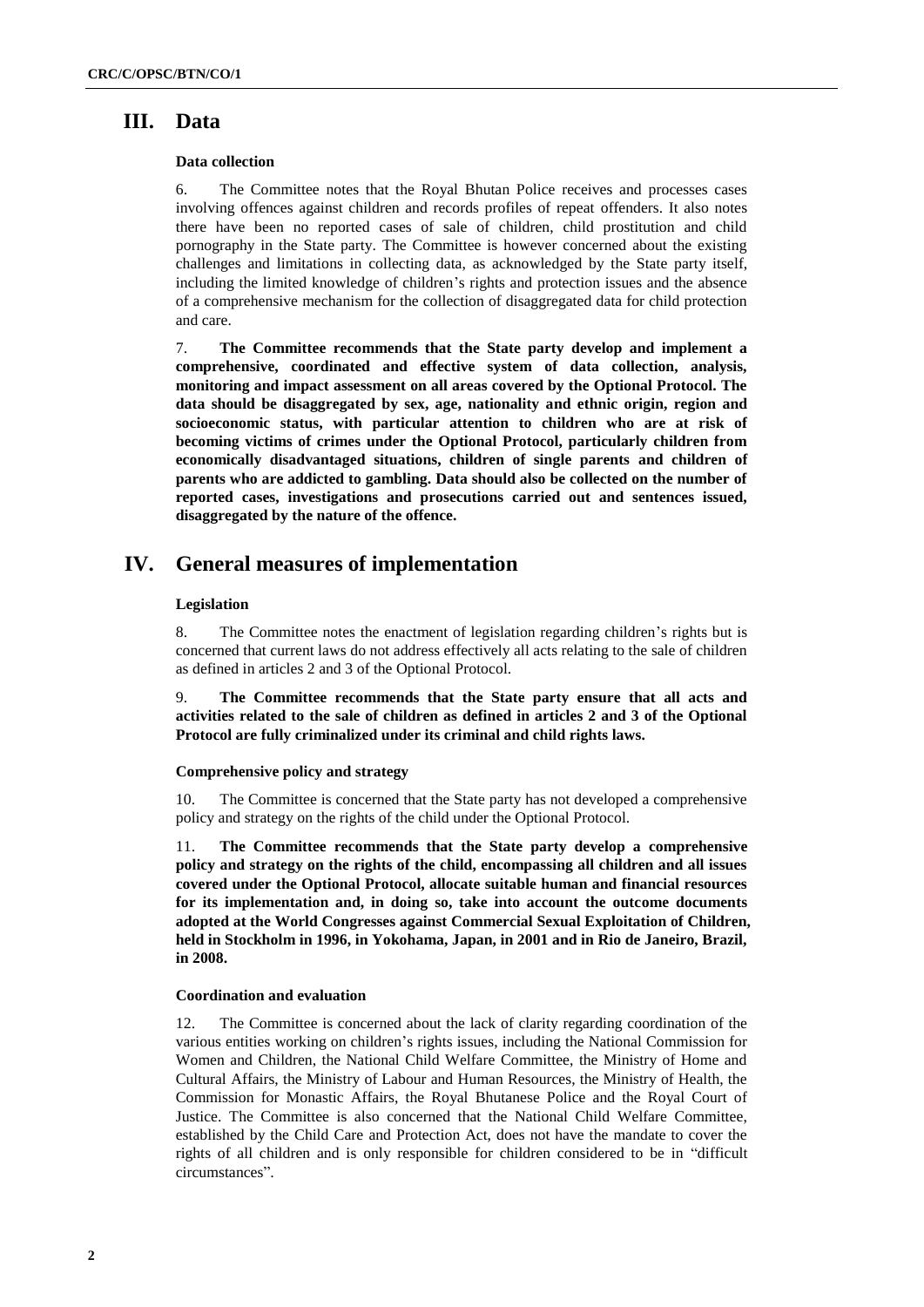# III. Data

### Data collection

6. The Committee notes that the Royal Bhutan Police receives and processes cases involving offences against children and records profiles of repeat offenders. It also notes there have been no reported cases of sale of children, child prostitution and child pornography in the State party. The Committee is however concerned about the existing challenges and limitations in collecting data, as acknowledged by the State party itself, including the limited knowledge of children's rights and protection issues and the absence of a comprehensive mechanism for the collection of disaggregated data for child protection and care.

7. **The Committee recommends that the State party develop and implement a comprehensive, coordinated and effective system of data collection, analysis, monitoring and impact assessment on all areas covered by the Optional Protocol. The data should be disaggregated by sex, age, nationality and ethnic origin, region and socioeconomic status, with particular attention to children who are at risk of becoming victims of crimes under the Optional Protocol, particularly children from economically disadvantaged situations, children of single parents and children of parents who are addicted to gambling. Data should also be collected on the number of reported cases, investigations and prosecutions carried out and sentences issued, disaggregated by the nature of the offence.**

# IV. General measures of implementation

### Legislation

8. The Committee notes the enactment of legislation regarding children's rights but is concerned that current laws do not address effectively all acts relating to the sale of children as defined in articles 2 and 3 of the Optional Protocol.

9. **The Committee recommends that the State party ensure that all acts and activities related to the sale of children as defined in articles 2 and 3 of the Optional Protocol are fully criminalized under its criminal and child rights laws.**

### Comprehensive policy and strategy

10. The Committee is concerned that the State party has not developed a comprehensive policy and strategy on the rights of the child under the Optional Protocol.

11. **The Committee recommends that the State party develop a comprehensive policy and strategy on the rights of the child, encompassing all children and all issues covered under the Optional Protocol, allocate suitable human and financial resources for its implementation and, in doing so, take into account the outcome documents adopted at the World Congresses against Commercial Sexual Exploitation of Children, held in Stockholm in 1996, in Yokohama, Japan, in 2001 and in Rio de Janeiro, Brazil, in 2008.**

### Coordination and evaluation

12. The Committee is concerned about the lack of clarity regarding coordination of the various entities working on children's rights issues, including the National Commission for Women and Children, the National Child Welfare Committee, the Ministry of Home and Cultural Affairs, the Ministry of Labour and Human Resources, the Ministry of Health, the Commission for Monastic Affairs, the Royal Bhutanese Police and the Royal Court of Justice. The Committee is also concerned that the National Child Welfare Committee, established by the Child Care and Protection Act, does not have the mandate to cover the rights of all children and is only responsible for children considered to be in "difficult circumstances".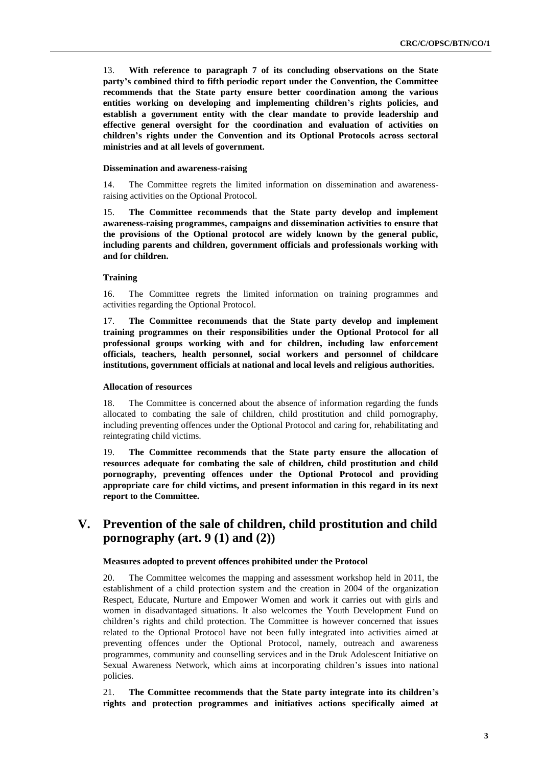13. **With reference to paragraph 7 of its concluding observations on the State party's combined third to fifth periodic report under the Convention, the Committee recommends that the State party ensure better coordination among the various entities working on developing and implementing children's rights policies, and establish a government entity with the clear mandate to provide leadership and effective general oversight for the coordination and evaluation of activities on children's rights under the Convention and its Optional Protocols across sectoral ministries and at all levels of government.**

#### Dissemination and awareness-raising

14. The Committee regrets the limited information on dissemination and awareness-raising activities on the Optional Protocol.

15. **The Committee recommends that the State party develop and implement awareness-raising programmes, campaigns and dissemination activities to ensure that the provisions of the Optional protocol are widely known by the general public, including parents and children, government officials and professionals working with and for children.**

#### Training

16. The Committee regrets the limited information on training programmes and activities regarding the Optional Protocol.

17. **The Committee recommends that the State party develop and implement training programmes on their responsibilities under the Optional Protocol for all professional groups working with and for children, including law enforcement officials, teachers, health personnel, social workers and personnel of childcare institutions, government officials at national and local levels and religious authorities.**

#### Allocation of resources

18. The Committee is concerned about the absence of information regarding the funds allocated to combating the sale of children, child prostitution and child pornography, including preventing offences under the Optional Protocol and caring for, rehabilitating and reintegrating child victims.

19. **The Committee recommends that the State party ensure the allocation of resources adequate for combating the sale of children, child prostitution and child pornography, preventing offences under the Optional Protocol and providing appropriate care for child victims, and present information in this regard in its next report to the Committee.**

## V. Prevention of the sale of children, child prostitution and child pornography (art. 9 (1) and (2))

#### Measures adopted to prevent offences prohibited under the Protocol

20. The Committee welcomes the mapping and assessment workshop held in 2011, the establishment of a child protection system and the creation in 2004 of the organization Respect, Educate, Nurture and Empower Women and work it carries out with girls and women in disadvantaged situations. It also welcomes the Youth Development Fund on children's rights and child protection. The Committee is however concerned that issues related to the Optional Protocol have not been fully integrated into activities aimed at preventing offences under the Optional Protocol, namely, outreach and awareness programmes, community and counselling services and in the Druk Adolescent Initiative on Sexual Awareness Network, which aims at incorporating children's issues into national policies.

21. **The Committee recommends that the State party integrate into its children's rights and protection programmes and initiatives actions specifically aimed at**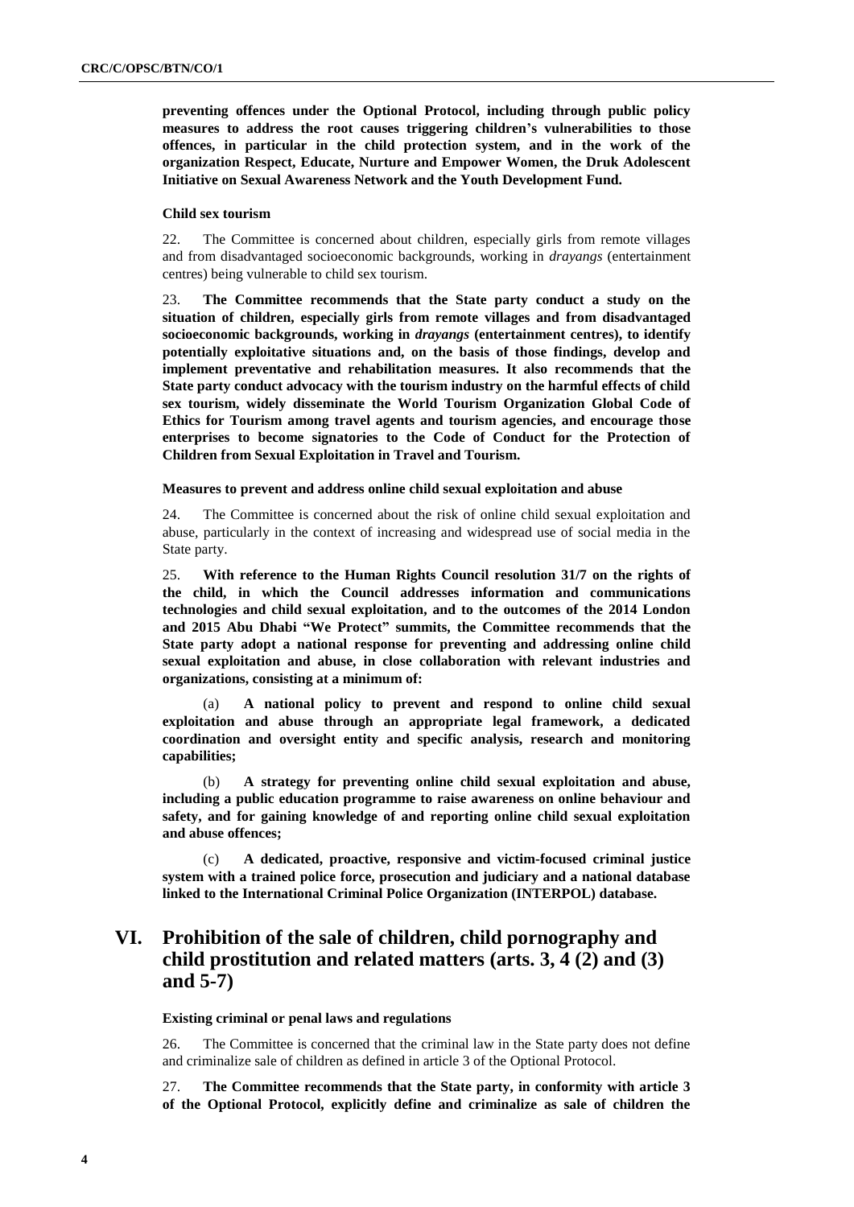**preventing offences under the Optional Protocol, including through public policy measures to address the root causes triggering children's vulnerabilities to those offences, in particular in the child protection system, and in the work of the organization Respect, Educate, Nurture and Empower Women, the Druk Adolescent Initiative on Sexual Awareness Network and the Youth Development Fund.**

#### Child sex tourism

22. The Committee is concerned about children, especially girls from remote villages and from disadvantaged socioeconomic backgrounds, working in *drayangs* (entertainment centres) being vulnerable to child sex tourism.

23. **The Committee recommends that the State party conduct a study on the situation of children, especially girls from remote villages and from disadvantaged socioeconomic backgrounds, working in *drayangs* (entertainment centres), to identify potentially exploitative situations and, on the basis of those findings, develop and implement preventative and rehabilitation measures. It also recommends that the State party conduct advocacy with the tourism industry on the harmful effects of child sex tourism, widely disseminate the World Tourism Organization Global Code of Ethics for Tourism among travel agents and tourism agencies, and encourage those enterprises to become signatories to the Code of Conduct for the Protection of Children from Sexual Exploitation in Travel and Tourism.**

#### Measures to prevent and address online child sexual exploitation and abuse

24. The Committee is concerned about the risk of online child sexual exploitation and abuse, particularly in the context of increasing and widespread use of social media in the State party.

25. **With reference to the Human Rights Council resolution 31/7 on the rights of the child, in which the Council addresses information and communications technologies and child sexual exploitation, and to the outcomes of the 2014 London and 2015 Abu Dhabi "We Protect" summits, the Committee recommends that the State party adopt a national response for preventing and addressing online child sexual exploitation and abuse, in close collaboration with relevant industries and organizations, consisting at a minimum of:**

(a) **A national policy to prevent and respond to online child sexual exploitation and abuse through an appropriate legal framework, a dedicated coordination and oversight entity and specific analysis, research and monitoring capabilities;**

(b) **A strategy for preventing online child sexual exploitation and abuse, including a public education programme to raise awareness on online behaviour and safety, and for gaining knowledge of and reporting online child sexual exploitation and abuse offences;**

(c) **A dedicated, proactive, responsive and victim-focused criminal justice system with a trained police force, prosecution and judiciary and a national database linked to the International Criminal Police Organization (INTERPOL) database.**

## VI. Prohibition of the sale of children, child pornography and child prostitution and related matters (arts. 3, 4 (2) and (3) and 5-7)

#### Existing criminal or penal laws and regulations

26. The Committee is concerned that the criminal law in the State party does not define and criminalize sale of children as defined in article 3 of the Optional Protocol.

27. **The Committee recommends that the State party, in conformity with article 3 of the Optional Protocol, explicitly define and criminalize as sale of children the**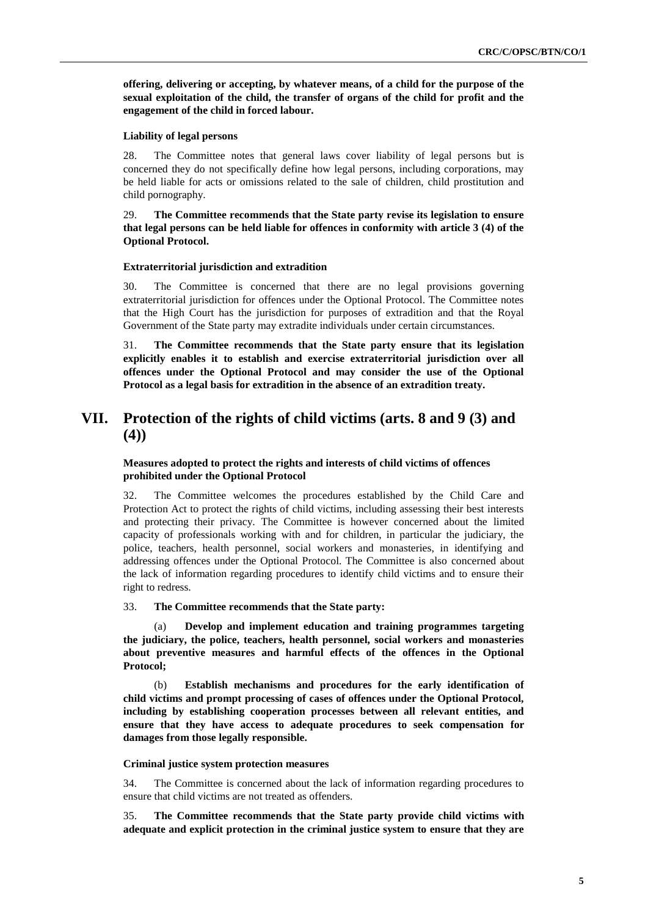**offering, delivering or accepting, by whatever means, of a child for the purpose of the sexual exploitation of the child, the transfer of organs of the child for profit and the engagement of the child in forced labour.**

#### Liability of legal persons

28. The Committee notes that general laws cover liability of legal persons but is concerned they do not specifically define how legal persons, including corporations, may be held liable for acts or omissions related to the sale of children, child prostitution and child pornography.

29. **The Committee recommends that the State party revise its legislation to ensure that legal persons can be held liable for offences in conformity with article 3 (4) of the Optional Protocol.**

#### Extraterritorial jurisdiction and extradition

30. The Committee is concerned that there are no legal provisions governing extraterritorial jurisdiction for offences under the Optional Protocol. The Committee notes that the High Court has the jurisdiction for purposes of extradition and that the Royal Government of the State party may extradite individuals under certain circumstances.

31. **The Committee recommends that the State party ensure that its legislation explicitly enables it to establish and exercise extraterritorial jurisdiction over all offences under the Optional Protocol and may consider the use of the Optional Protocol as a legal basis for extradition in the absence of an extradition treaty.**

## VII. Protection of the rights of child victims (arts. 8 and 9 (3) and (4))

#### Measures adopted to protect the rights and interests of child victims of offences prohibited under the Optional Protocol

32. The Committee welcomes the procedures established by the Child Care and Protection Act to protect the rights of child victims, including assessing their best interests and protecting their privacy. The Committee is however concerned about the limited capacity of professionals working with and for children, in particular the judiciary, the police, teachers, health personnel, social workers and monasteries, in identifying and addressing offences under the Optional Protocol. The Committee is also concerned about the lack of information regarding procedures to identify child victims and to ensure their right to redress.

33. **The Committee recommends that the State party:**

(a) **Develop and implement education and training programmes targeting the judiciary, the police, teachers, health personnel, social workers and monasteries about preventive measures and harmful effects of the offences in the Optional Protocol;**

(b) **Establish mechanisms and procedures for the early identification of child victims and prompt processing of cases of offences under the Optional Protocol, including by establishing cooperation processes between all relevant entities, and ensure that they have access to adequate procedures to seek compensation for damages from those legally responsible.**

#### Criminal justice system protection measures

34. The Committee is concerned about the lack of information regarding procedures to ensure that child victims are not treated as offenders.

35. **The Committee recommends that the State party provide child victims with adequate and explicit protection in the criminal justice system to ensure that they are**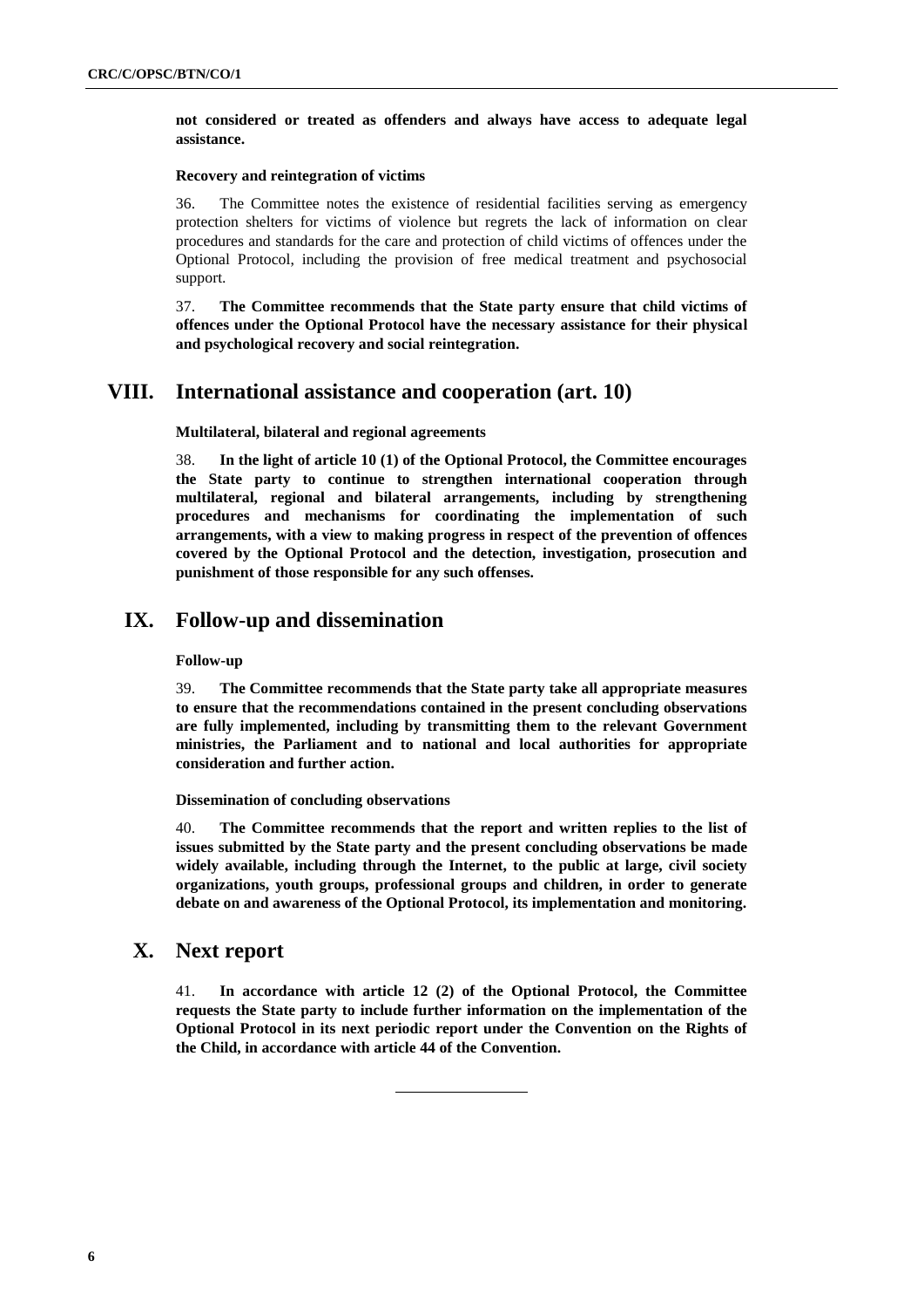**not considered or treated as offenders and always have access to adequate legal assistance.**

#### Recovery and reintegration of victims

36. The Committee notes the existence of residential facilities serving as emergency protection shelters for victims of violence but regrets the lack of information on clear procedures and standards for the care and protection of child victims of offences under the Optional Protocol, including the provision of free medical treatment and psychosocial support.

37. **The Committee recommends that the State party ensure that child victims of offences under the Optional Protocol have the necessary assistance for their physical and psychological recovery and social reintegration.**

## VIII. International assistance and cooperation (art. 10)

#### Multilateral, bilateral and regional agreements

38. **In the light of article 10 (1) of the Optional Protocol, the Committee encourages the State party to continue to strengthen international cooperation through multilateral, regional and bilateral arrangements, including by strengthening procedures and mechanisms for coordinating the implementation of such arrangements, with a view to making progress in respect of the prevention of offences covered by the Optional Protocol and the detection, investigation, prosecution and punishment of those responsible for any such offenses.**

## IX. Follow-up and dissemination

#### Follow-up

39. **The Committee recommends that the State party take all appropriate measures to ensure that the recommendations contained in the present concluding observations are fully implemented, including by transmitting them to the relevant Government ministries, the Parliament and to national and local authorities for appropriate consideration and further action.**

#### Dissemination of concluding observations

40. **The Committee recommends that the report and written replies to the list of issues submitted by the State party and the present concluding observations be made widely available, including through the Internet, to the public at large, civil society organizations, youth groups, professional groups and children, in order to generate debate on and awareness of the Optional Protocol, its implementation and monitoring.**

## X. Next report

41. **In accordance with article 12 (2) of the Optional Protocol, the Committee requests the State party to include further information on the implementation of the Optional Protocol in its next periodic report under the Convention on the Rights of the Child, in accordance with article 44 of the Convention.**